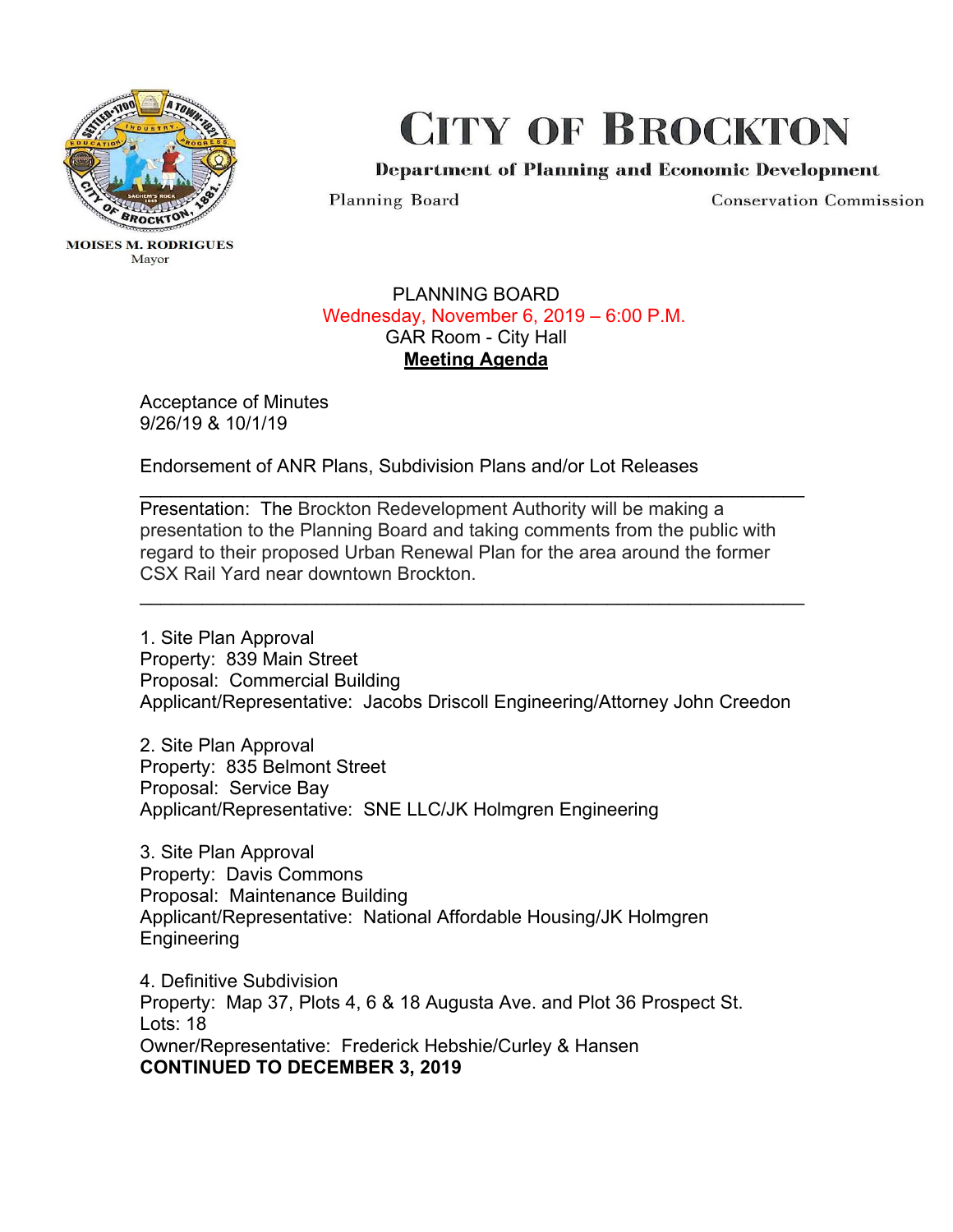# City of Brockton

**Department of Planning and Economic Development**

Planning Board — Conservation Commission

MOISES M. RODRIGUES
Mayor

## PLANNING BOARD

Wednesday, November 6, 2019 – 6:00 P.M.
GAR Room - City Hall

**Meeting Agenda**

Acceptance of Minutes
9/26/19 & 10/1/19

Endorsement of ANR Plans, Subdivision Plans and/or Lot Releases

---

Presentation: The Brockton Redevelopment Authority will be making a presentation to the Planning Board and taking comments from the public with regard to their proposed Urban Renewal Plan for the area around the former CSX Rail Yard near downtown Brockton.

---

1. Site Plan Approval
Property: 839 Main Street
Proposal: Commercial Building
Applicant/Representative: Jacobs Driscoll Engineering/Attorney John Creedon

2. Site Plan Approval
Property: 835 Belmont Street
Proposal: Service Bay
Applicant/Representative: SNE LLC/JK Holmgren Engineering

3. Site Plan Approval
Property: Davis Commons
Proposal: Maintenance Building
Applicant/Representative: National Affordable Housing/JK Holmgren Engineering

4. Definitive Subdivision
Property: Map 37, Plots 4, 6 & 18 Augusta Ave. and Plot 36 Prospect St.
Lots: 18
Owner/Representative: Frederick Hebshie/Curley & Hansen
**CONTINUED TO DECEMBER 3, 2019**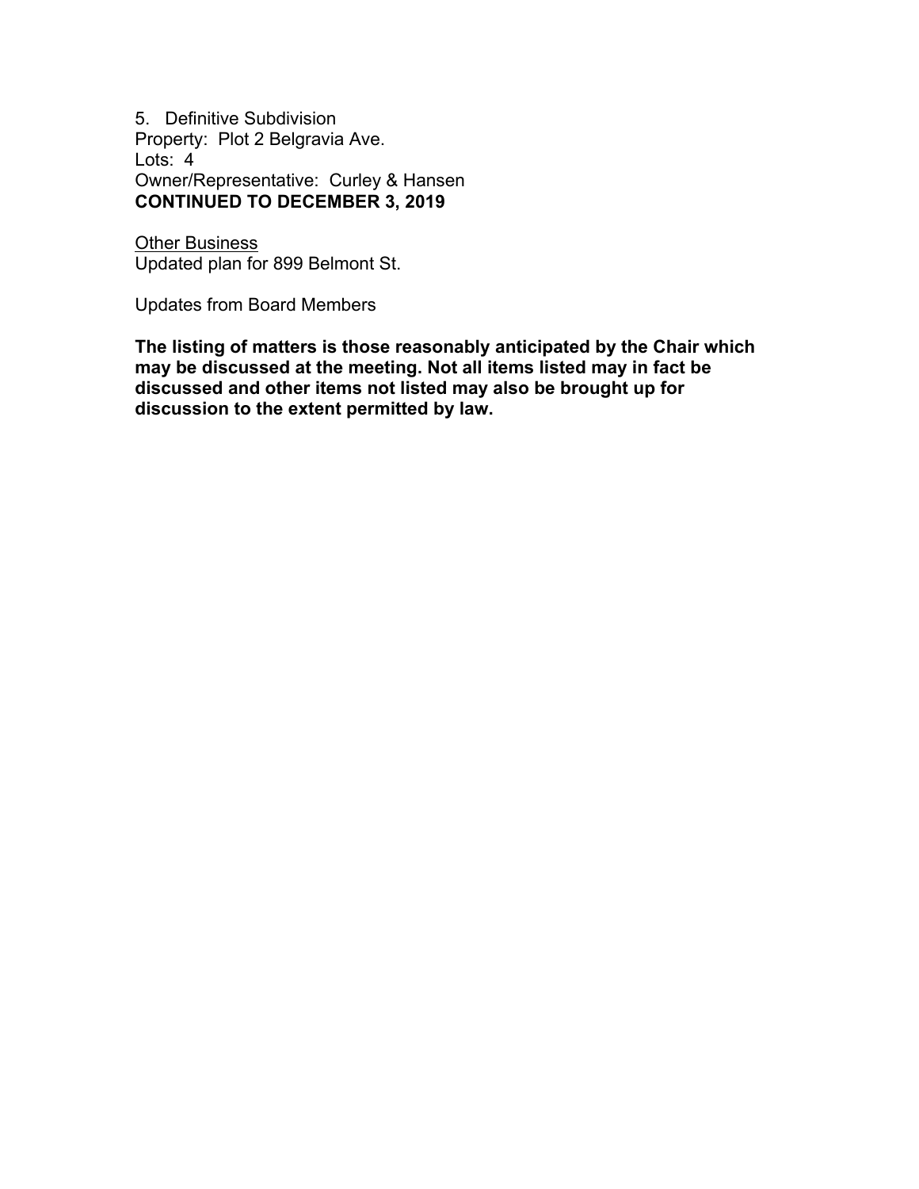5. Definitive Subdivision
Property: Plot 2 Belgravia Ave.
Lots: 4
Owner/Representative: Curley & Hansen
**CONTINUED TO DECEMBER 3, 2019**

<u>Other Business</u>
Updated plan for 899 Belmont St.

Updates from Board Members

**The listing of matters is those reasonably anticipated by the Chair which may be discussed at the meeting. Not all items listed may in fact be discussed and other items not listed may also be brought up for discussion to the extent permitted by law.**